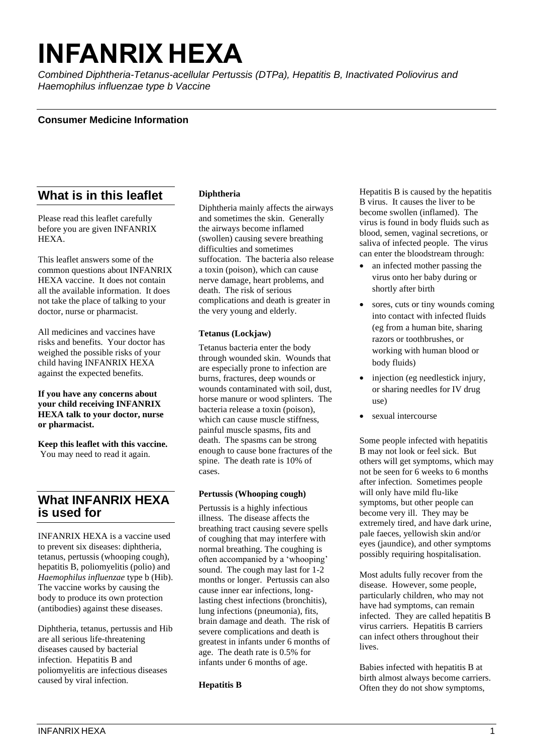# INFANRIX HEXA

*Combined Diphtheria-Tetanus-acellular Pertussis (DTPa), Hepatitis B, Inactivated Poliovirus and Haemophilus influenzae type b Vaccine*

**Consumer Medicine Information**

## What is in this leaflet

Please read this leaflet carefully before you are given INFANRIX HEXA.

This leaflet answers some of the common questions about INFANRIX HEXA vaccine. It does not contain all the available information. It does not take the place of talking to your doctor, nurse or pharmacist.

All medicines and vaccines have risks and benefits. Your doctor has weighed the possible risks of your child having INFANRIX HEXA against the expected benefits.

**If you have any concerns about your child receiving INFANRIX HEXA talk to your doctor, nurse or pharmacist.**

**Keep this leaflet with this vaccine.** You may need to read it again.

## What INFANRIX HEXA is used for

INFANRIX HEXA is a vaccine used to prevent six diseases: diphtheria, tetanus, pertussis (whooping cough), hepatitis B, poliomyelitis (polio) and *Haemophilus influenzae* type b (Hib). The vaccine works by causing the body to produce its own protection (antibodies) against these diseases.

Diphtheria, tetanus, pertussis and Hib are all serious life-threatening diseases caused by bacterial infection. Hepatitis B and poliomyelitis are infectious diseases caused by viral infection.

### Diphtheria

Diphtheria mainly affects the airways and sometimes the skin. Generally the airways become inflamed (swollen) causing severe breathing difficulties and sometimes suffocation. The bacteria also release a toxin (poison), which can cause nerve damage, heart problems, and death. The risk of serious complications and death is greater in the very young and elderly.

### Tetanus (Lockjaw)

Tetanus bacteria enter the body through wounded skin. Wounds that are especially prone to infection are burns, fractures, deep wounds or wounds contaminated with soil, dust, horse manure or wood splinters. The bacteria release a toxin (poison), which can cause muscle stiffness, painful muscle spasms, fits and death. The spasms can be strong enough to cause bone fractures of the spine. The death rate is 10% of cases.

### Pertussis (Whooping cough)

Pertussis is a highly infectious illness. The disease affects the breathing tract causing severe spells of coughing that may interfere with normal breathing. The coughing is often accompanied by a 'whooping' sound. The cough may last for 1-2 months or longer. Pertussis can also cause inner ear infections, long-lasting chest infections (bronchitis), lung infections (pneumonia), fits, brain damage and death. The risk of severe complications and death is greatest in infants under 6 months of age. The death rate is 0.5% for infants under 6 months of age.

### Hepatitis B

Hepatitis B is caused by the hepatitis B virus. It causes the liver to be become swollen (inflamed). The virus is found in body fluids such as blood, semen, vaginal secretions, or saliva of infected people. The virus can enter the bloodstream through:

- an infected mother passing the virus onto her baby during or shortly after birth
- sores, cuts or tiny wounds coming into contact with infected fluids (eg from a human bite, sharing razors or toothbrushes, or working with human blood or body fluids)
- injection (eg needlestick injury, or sharing needles for IV drug use)
- sexual intercourse

Some people infected with hepatitis B may not look or feel sick. But others will get symptoms, which may not be seen for 6 weeks to 6 months after infection. Sometimes people will only have mild flu-like symptoms, but other people can become very ill. They may be extremely tired, and have dark urine, pale faeces, yellowish skin and/or eyes (jaundice), and other symptoms possibly requiring hospitalisation.

Most adults fully recover from the disease. However, some people, particularly children, who may not have had symptoms, can remain infected. They are called hepatitis B virus carriers. Hepatitis B carriers can infect others throughout their lives.

Babies infected with hepatitis B at birth almost always become carriers. Often they do not show symptoms,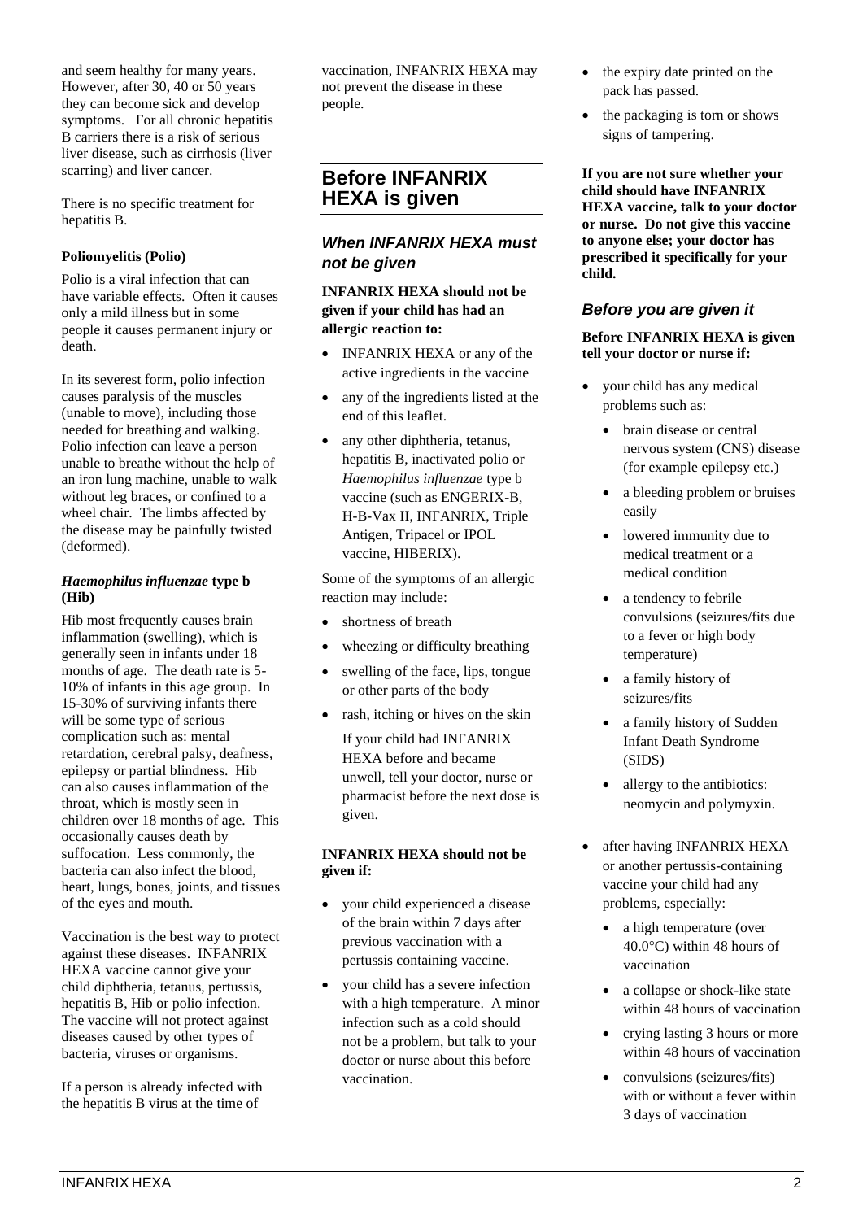and seem healthy for many years. However, after 30, 40 or 50 years they can become sick and develop symptoms. For all chronic hepatitis B carriers there is a risk of serious liver disease, such as cirrhosis (liver scarring) and liver cancer.

There is no specific treatment for hepatitis B.

**Poliomyelitis (Polio)**

Polio is a viral infection that can have variable effects. Often it causes only a mild illness but in some people it causes permanent injury or death.

In its severest form, polio infection causes paralysis of the muscles (unable to move), including those needed for breathing and walking. Polio infection can leave a person unable to breathe without the help of an iron lung machine, unable to walk without leg braces, or confined to a wheel chair. The limbs affected by the disease may be painfully twisted (deformed).

***Haemophilus influenzae* type b (Hib)**

Hib most frequently causes brain inflammation (swelling), which is generally seen in infants under 18 months of age. The death rate is 5-10% of infants in this age group. In 15-30% of surviving infants there will be some type of serious complication such as: mental retardation, cerebral palsy, deafness, epilepsy or partial blindness. Hib can also causes inflammation of the throat, which is mostly seen in children over 18 months of age. This occasionally causes death by suffocation. Less commonly, the bacteria can also infect the blood, heart, lungs, bones, joints, and tissues of the eyes and mouth.

Vaccination is the best way to protect against these diseases. INFANRIX HEXA vaccine cannot give your child diphtheria, tetanus, pertussis, hepatitis B, Hib or polio infection. The vaccine will not protect against diseases caused by other types of bacteria, viruses or organisms.

If a person is already infected with the hepatitis B virus at the time of vaccination, INFANRIX HEXA may not prevent the disease in these people.

## Before INFANRIX HEXA is given

### *When INFANRIX HEXA must not be given*

**INFANRIX HEXA should not be given if your child has had an allergic reaction to:**

- INFANRIX HEXA or any of the active ingredients in the vaccine
- any of the ingredients listed at the end of this leaflet.
- any other diphtheria, tetanus, hepatitis B, inactivated polio or *Haemophilus influenzae* type b vaccine (such as ENGERIX-B, H-B-Vax II, INFANRIX, Triple Antigen, Tripacel or IPOL vaccine, HIBERIX).

Some of the symptoms of an allergic reaction may include:

- shortness of breath
- wheezing or difficulty breathing
- swelling of the face, lips, tongue or other parts of the body
- rash, itching or hives on the skin

  If your child had INFANRIX HEXA before and became unwell, tell your doctor, nurse or pharmacist before the next dose is given.

**INFANRIX HEXA should not be given if:**

- your child experienced a disease of the brain within 7 days after previous vaccination with a pertussis containing vaccine.
- your child has a severe infection with a high temperature. A minor infection such as a cold should not be a problem, but talk to your doctor or nurse about this before vaccination.
- the expiry date printed on the pack has passed.
- the packaging is torn or shows signs of tampering.

**If you are not sure whether your child should have INFANRIX HEXA vaccine, talk to your doctor or nurse. Do not give this vaccine to anyone else; your doctor has prescribed it specifically for your child.**

### *Before you are given it*

**Before INFANRIX HEXA is given tell your doctor or nurse if:**

- your child has any medical problems such as:
  - brain disease or central nervous system (CNS) disease (for example epilepsy etc.)
  - a bleeding problem or bruises easily
  - lowered immunity due to medical treatment or a medical condition
  - a tendency to febrile convulsions (seizures/fits due to a fever or high body temperature)
  - a family history of seizures/fits
  - a family history of Sudden Infant Death Syndrome (SIDS)
  - allergy to the antibiotics: neomycin and polymyxin.
- after having INFANRIX HEXA or another pertussis-containing vaccine your child had any problems, especially:
  - a high temperature (over 40.0°C) within 48 hours of vaccination
  - a collapse or shock-like state within 48 hours of vaccination
  - crying lasting 3 hours or more within 48 hours of vaccination
  - convulsions (seizures/fits) with or without a fever within 3 days of vaccination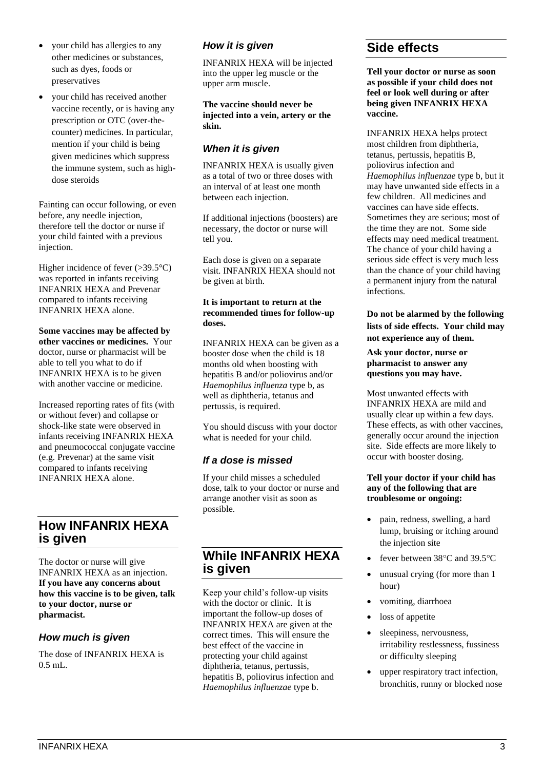- your child has allergies to any other medicines or substances, such as dyes, foods or preservatives
- your child has received another vaccine recently, or is having any prescription or OTC (over-the-counter) medicines. In particular, mention if your child is being given medicines which suppress the immune system, such as high-dose steroids

Fainting can occur following, or even before, any needle injection, therefore tell the doctor or nurse if your child fainted with a previous injection.

Higher incidence of fever (>39.5°C) was reported in infants receiving INFANRIX HEXA and Prevenar compared to infants receiving INFANRIX HEXA alone.

**Some vaccines may be affected by other vaccines or medicines.** Your doctor, nurse or pharmacist will be able to tell you what to do if INFANRIX HEXA is to be given with another vaccine or medicine.

Increased reporting rates of fits (with or without fever) and collapse or shock-like state were observed in infants receiving INFANRIX HEXA and pneumococcal conjugate vaccine (e.g. Prevenar) at the same visit compared to infants receiving INFANRIX HEXA alone.

## How INFANRIX HEXA is given

The doctor or nurse will give INFANRIX HEXA as an injection. **If you have any concerns about how this vaccine is to be given, talk to your doctor, nurse or pharmacist.**

### How much is given

The dose of INFANRIX HEXA is 0.5 mL.

### How it is given

INFANRIX HEXA will be injected into the upper leg muscle or the upper arm muscle.

**The vaccine should never be injected into a vein, artery or the skin.**

### When it is given

INFANRIX HEXA is usually given as a total of two or three doses with an interval of at least one month between each injection.

If additional injections (boosters) are necessary, the doctor or nurse will tell you.

Each dose is given on a separate visit. INFANRIX HEXA should not be given at birth.

**It is important to return at the recommended times for follow-up doses.**

INFANRIX HEXA can be given as a booster dose when the child is 18 months old when boosting with hepatitis B and/or poliovirus and/or *Haemophilus influenza* type b, as well as diphtheria, tetanus and pertussis, is required.

You should discuss with your doctor what is needed for your child.

### If a dose is missed

If your child misses a scheduled dose, talk to your doctor or nurse and arrange another visit as soon as possible.

## While INFANRIX HEXA is given

Keep your child's follow-up visits with the doctor or clinic. It is important the follow-up doses of INFANRIX HEXA are given at the correct times. This will ensure the best effect of the vaccine in protecting your child against diphtheria, tetanus, pertussis, hepatitis B, poliovirus infection and *Haemophilus influenzae* type b.

## Side effects

**Tell your doctor or nurse as soon as possible if your child does not feel or look well during or after being given INFANRIX HEXA vaccine.**

INFANRIX HEXA helps protect most children from diphtheria, tetanus, pertussis, hepatitis B, poliovirus infection and *Haemophilus influenzae* type b, but it may have unwanted side effects in a few children. All medicines and vaccines can have side effects. Sometimes they are serious; most of the time they are not. Some side effects may need medical treatment. The chance of your child having a serious side effect is very much less than the chance of your child having a permanent injury from the natural infections.

**Do not be alarmed by the following lists of side effects. Your child may not experience any of them.**

**Ask your doctor, nurse or pharmacist to answer any questions you may have.**

Most unwanted effects with INFANRIX HEXA are mild and usually clear up within a few days. These effects, as with other vaccines, generally occur around the injection site. Side effects are more likely to occur with booster dosing.

**Tell your doctor if your child has any of the following that are troublesome or ongoing:**

- pain, redness, swelling, a hard lump, bruising or itching around the injection site
- fever between 38°C and 39.5°C
- unusual crying (for more than 1 hour)
- vomiting, diarrhoea
- loss of appetite
- sleepiness, nervousness, irritability restlessness, fussiness or difficulty sleeping
- upper respiratory tract infection, bronchitis, runny or blocked nose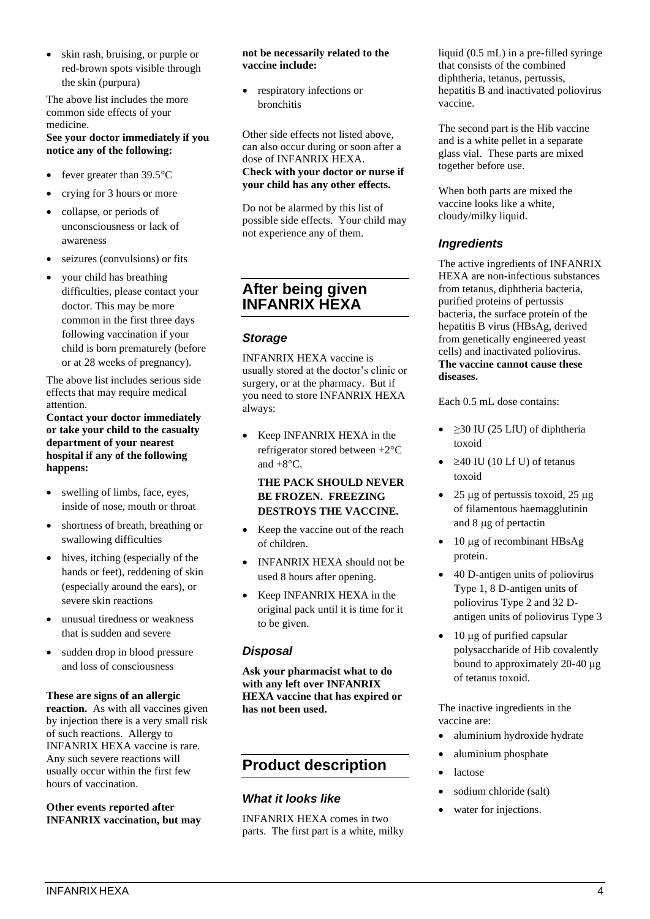- skin rash, bruising, or purple or red-brown spots visible through the skin (purpura)

The above list includes the more common side effects of your medicine.

**See your doctor immediately if you notice any of the following:**

- fever greater than 39.5°C
- crying for 3 hours or more
- collapse, or periods of unconsciousness or lack of awareness
- seizures (convulsions) or fits
- your child has breathing difficulties, please contact your doctor. This may be more common in the first three days following vaccination if your child is born prematurely (before or at 28 weeks of pregnancy).

The above list includes serious side effects that may require medical attention.

**Contact your doctor immediately or take your child to the casualty department of your nearest hospital if any of the following happens:**

- swelling of limbs, face, eyes, inside of nose, mouth or throat
- shortness of breath, breathing or swallowing difficulties
- hives, itching (especially of the hands or feet), reddening of skin (especially around the ears), or severe skin reactions
- unusual tiredness or weakness that is sudden and severe
- sudden drop in blood pressure and loss of consciousness

**These are signs of an allergic reaction.** As with all vaccines given by injection there is a very small risk of such reactions. Allergy to INFANRIX HEXA vaccine is rare. Any such severe reactions will usually occur within the first few hours of vaccination.

**Other events reported after INFANRIX vaccination, but may not be necessarily related to the vaccine include:**

- respiratory infections or bronchitis

Other side effects not listed above, can also occur during or soon after a dose of INFANRIX HEXA.

**Check with your doctor or nurse if your child has any other effects.**

Do not be alarmed by this list of possible side effects. Your child may not experience any of them.

## After being given INFANRIX HEXA

### *Storage*

INFANRIX HEXA vaccine is usually stored at the doctor's clinic or surgery, or at the pharmacy. But if you need to store INFANRIX HEXA always:

- Keep INFANRIX HEXA in the refrigerator stored between +2°C and +8°C.

  **THE PACK SHOULD NEVER BE FROZEN. FREEZING DESTROYS THE VACCINE.**

- Keep the vaccine out of the reach of children.
- INFANRIX HEXA should not be used 8 hours after opening.
- Keep INFANRIX HEXA in the original pack until it is time for it to be given.

### *Disposal*

**Ask your pharmacist what to do with any left over INFANRIX HEXA vaccine that has expired or has not been used.**

## Product description

### *What it looks like*

INFANRIX HEXA comes in two parts. The first part is a white, milky liquid (0.5 mL) in a pre-filled syringe that consists of the combined diphtheria, tetanus, pertussis, hepatitis B and inactivated poliovirus vaccine.

The second part is the Hib vaccine and is a white pellet in a separate glass vial. These parts are mixed together before use.

When both parts are mixed the vaccine looks like a white, cloudy/milky liquid.

### *Ingredients*

The active ingredients of INFANRIX HEXA are non-infectious substances from tetanus, diphtheria bacteria, purified proteins of pertussis bacteria, the surface protein of the hepatitis B virus (HBsAg, derived from genetically engineered yeast cells) and inactivated poliovirus. **The vaccine cannot cause these diseases.**

Each 0.5 mL dose contains:

- ≥30 IU (25 LfU) of diphtheria toxoid
- ≥40 IU (10 Lf U) of tetanus toxoid
- 25 μg of pertussis toxoid, 25 μg of filamentous haemagglutinin and 8 μg of pertactin
- 10 μg of recombinant HBsAg protein.
- 40 D-antigen units of poliovirus Type 1, 8 D-antigen units of poliovirus Type 2 and 32 D-antigen units of poliovirus Type 3
- 10 μg of purified capsular polysaccharide of Hib covalently bound to approximately 20-40 μg of tetanus toxoid.

The inactive ingredients in the vaccine are:

- aluminium hydroxide hydrate
- aluminium phosphate
- lactose
- sodium chloride (salt)
- water for injections.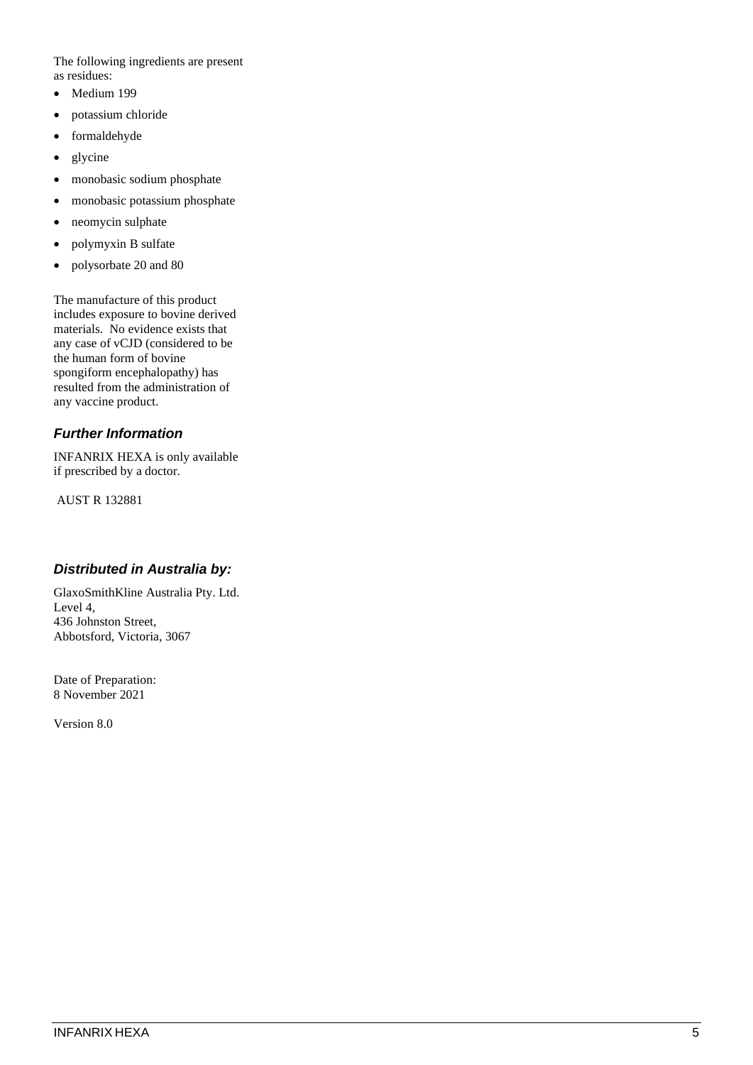The following ingredients are present as residues:

- Medium 199
- potassium chloride
- formaldehyde
- glycine
- monobasic sodium phosphate
- monobasic potassium phosphate
- neomycin sulphate
- polymyxin B sulfate
- polysorbate 20 and 80

The manufacture of this product includes exposure to bovine derived materials. No evidence exists that any case of vCJD (considered to be the human form of bovine spongiform encephalopathy) has resulted from the administration of any vaccine product.

### *Further Information*

INFANRIX HEXA is only available if prescribed by a doctor.

AUST R 132881

### *Distributed in Australia by:*

GlaxoSmithKline Australia Pty. Ltd.
Level 4,
436 Johnston Street,
Abbotsford, Victoria, 3067

Date of Preparation:
8 November 2021

Version 8.0